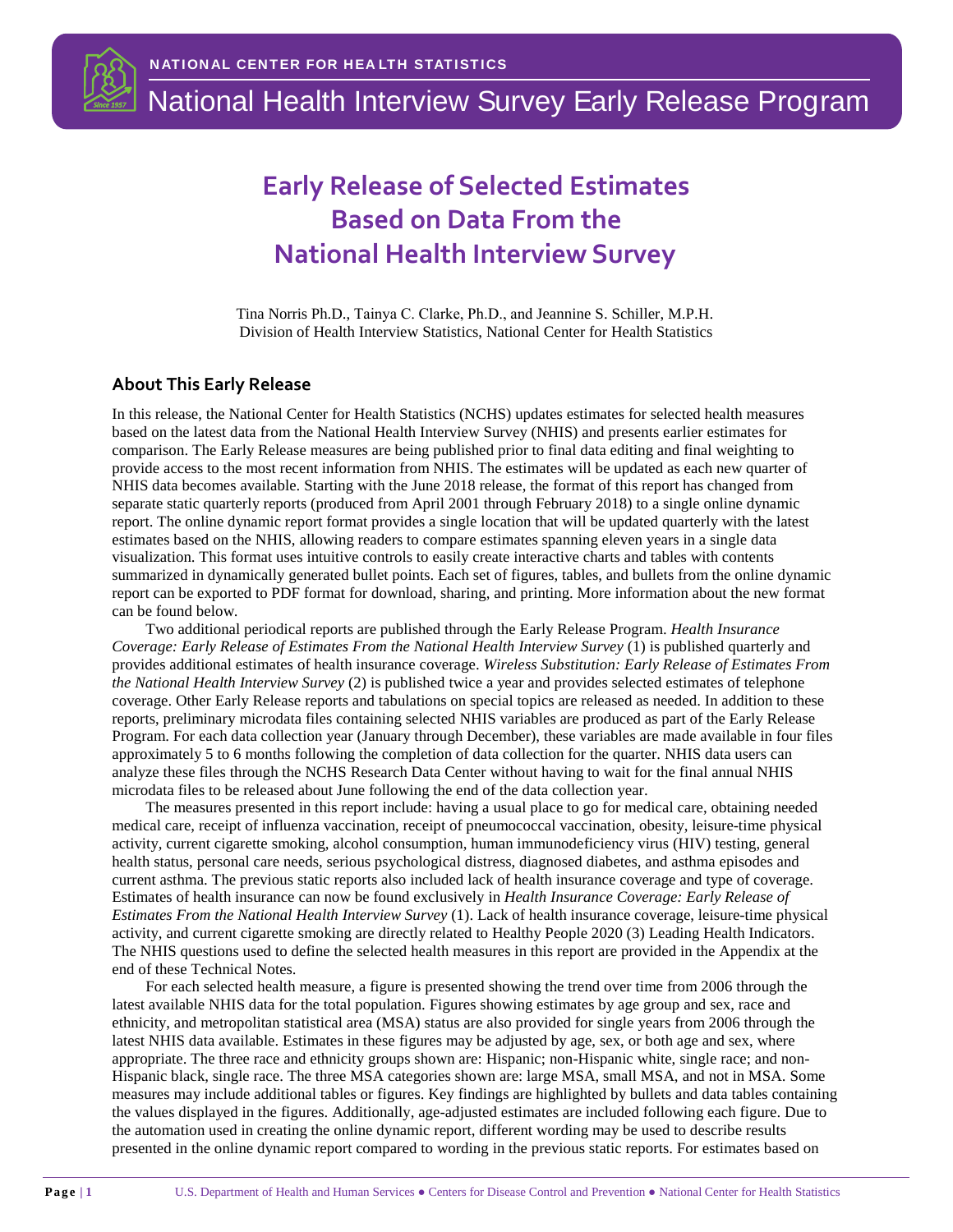NATIONAL CENTER FOR HEALTH STATISTICS

National Health Interview Survey Early Release Program

# Early Release of Selected Estimates Based on Data From the National Health Interview Survey

Tina Norris Ph.D., Tainya C. Clarke, Ph.D., and Jeannine S. Schiller, M.P.H.
Division of Health Interview Statistics, National Center for Health Statistics

## About This Early Release

In this release, the National Center for Health Statistics (NCHS) updates estimates for selected health measures based on the latest data from the National Health Interview Survey (NHIS) and presents earlier estimates for comparison. The Early Release measures are being published prior to final data editing and final weighting to provide access to the most recent information from NHIS. The estimates will be updated as each new quarter of NHIS data becomes available. Starting with the June 2018 release, the format of this report has changed from separate static quarterly reports (produced from April 2001 through February 2018) to a single online dynamic report. The online dynamic report format provides a single location that will be updated quarterly with the latest estimates based on the NHIS, allowing readers to compare estimates spanning eleven years in a single data visualization. This format uses intuitive controls to easily create interactive charts and tables with contents summarized in dynamically generated bullet points. Each set of figures, tables, and bullets from the online dynamic report can be exported to PDF format for download, sharing, and printing. More information about the new format can be found below.

Two additional periodical reports are published through the Early Release Program. *Health Insurance Coverage: Early Release of Estimates From the National Health Interview Survey* (1) is published quarterly and provides additional estimates of health insurance coverage. *Wireless Substitution: Early Release of Estimates From the National Health Interview Survey* (2) is published twice a year and provides selected estimates of telephone coverage. Other Early Release reports and tabulations on special topics are released as needed. In addition to these reports, preliminary microdata files containing selected NHIS variables are produced as part of the Early Release Program. For each data collection year (January through December), these variables are made available in four files approximately 5 to 6 months following the completion of data collection for the quarter. NHIS data users can analyze these files through the NCHS Research Data Center without having to wait for the final annual NHIS microdata files to be released about June following the end of the data collection year.

The measures presented in this report include: having a usual place to go for medical care, obtaining needed medical care, receipt of influenza vaccination, receipt of pneumococcal vaccination, obesity, leisure-time physical activity, current cigarette smoking, alcohol consumption, human immunodeficiency virus (HIV) testing, general health status, personal care needs, serious psychological distress, diagnosed diabetes, and asthma episodes and current asthma. The previous static reports also included lack of health insurance coverage and type of coverage. Estimates of health insurance can now be found exclusively in *Health Insurance Coverage: Early Release of Estimates From the National Health Interview Survey* (1). Lack of health insurance coverage, leisure-time physical activity, and current cigarette smoking are directly related to Healthy People 2020 (3) Leading Health Indicators. The NHIS questions used to define the selected health measures in this report are provided in the Appendix at the end of these Technical Notes.

For each selected health measure, a figure is presented showing the trend over time from 2006 through the latest available NHIS data for the total population. Figures showing estimates by age group and sex, race and ethnicity, and metropolitan statistical area (MSA) status are also provided for single years from 2006 through the latest NHIS data available. Estimates in these figures may be adjusted by age, sex, or both age and sex, where appropriate. The three race and ethnicity groups shown are: Hispanic; non-Hispanic white, single race; and non-Hispanic black, single race. The three MSA categories shown are: large MSA, small MSA, and not in MSA. Some measures may include additional tables or figures. Key findings are highlighted by bullets and data tables containing the values displayed in the figures. Additionally, age-adjusted estimates are included following each figure. Due to the automation used in creating the online dynamic report, different wording may be used to describe results presented in the online dynamic report compared to wording in the previous static reports. For estimates based on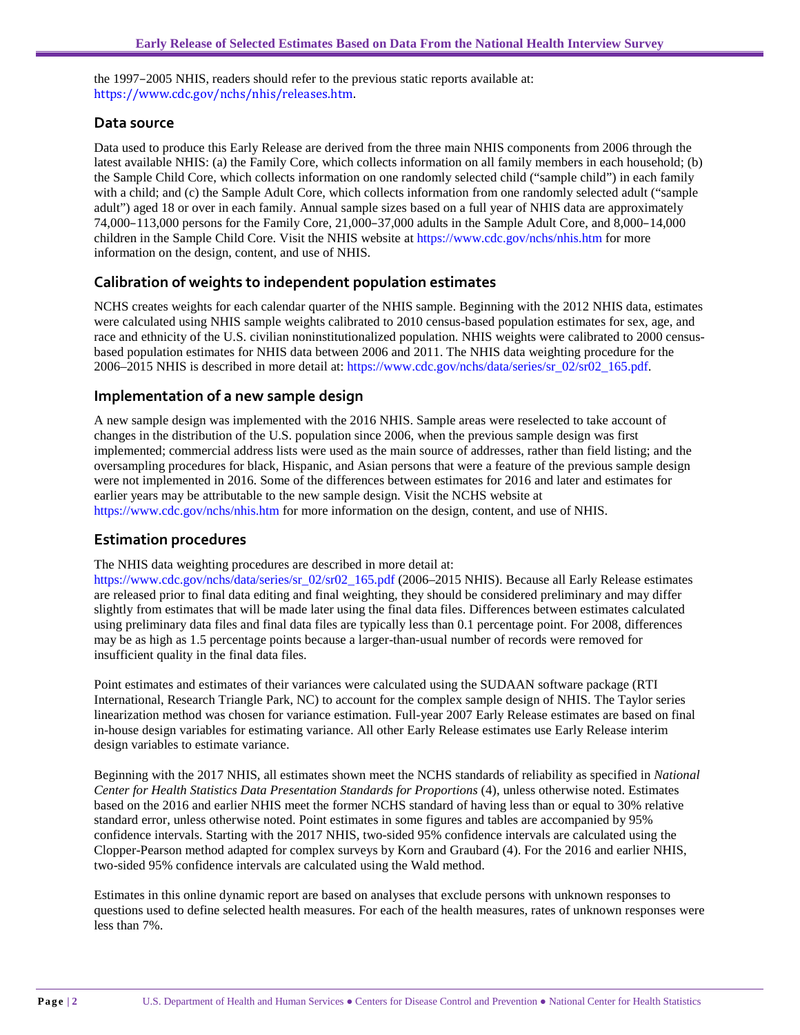the 1997–2005 NHIS, readers should refer to the previous static reports available at: https://www.cdc.gov/nchs/nhis/releases.htm.

## Data source

Data used to produce this Early Release are derived from the three main NHIS components from 2006 through the latest available NHIS: (a) the Family Core, which collects information on all family members in each household; (b) the Sample Child Core, which collects information on one randomly selected child ("sample child") in each family with a child; and (c) the Sample Adult Core, which collects information from one randomly selected adult ("sample adult") aged 18 or over in each family. Annual sample sizes based on a full year of NHIS data are approximately 74,000–113,000 persons for the Family Core, 21,000–37,000 adults in the Sample Adult Core, and 8,000–14,000 children in the Sample Child Core. Visit the NHIS website at https://www.cdc.gov/nchs/nhis.htm for more information on the design, content, and use of NHIS.

## Calibration of weights to independent population estimates

NCHS creates weights for each calendar quarter of the NHIS sample. Beginning with the 2012 NHIS data, estimates were calculated using NHIS sample weights calibrated to 2010 census-based population estimates for sex, age, and race and ethnicity of the U.S. civilian noninstitutionalized population. NHIS weights were calibrated to 2000 census-based population estimates for NHIS data between 2006 and 2011. The NHIS data weighting procedure for the 2006–2015 NHIS is described in more detail at: https://www.cdc.gov/nchs/data/series/sr_02/sr02_165.pdf.

## Implementation of a new sample design

A new sample design was implemented with the 2016 NHIS. Sample areas were reselected to take account of changes in the distribution of the U.S. population since 2006, when the previous sample design was first implemented; commercial address lists were used as the main source of addresses, rather than field listing; and the oversampling procedures for black, Hispanic, and Asian persons that were a feature of the previous sample design were not implemented in 2016. Some of the differences between estimates for 2016 and later and estimates for earlier years may be attributable to the new sample design. Visit the NCHS website at https://www.cdc.gov/nchs/nhis.htm for more information on the design, content, and use of NHIS.

## Estimation procedures

The NHIS data weighting procedures are described in more detail at: https://www.cdc.gov/nchs/data/series/sr_02/sr02_165.pdf (2006–2015 NHIS). Because all Early Release estimates are released prior to final data editing and final weighting, they should be considered preliminary and may differ slightly from estimates that will be made later using the final data files. Differences between estimates calculated using preliminary data files and final data files are typically less than 0.1 percentage point. For 2008, differences may be as high as 1.5 percentage points because a larger-than-usual number of records were removed for insufficient quality in the final data files.

Point estimates and estimates of their variances were calculated using the SUDAAN software package (RTI International, Research Triangle Park, NC) to account for the complex sample design of NHIS. The Taylor series linearization method was chosen for variance estimation. Full-year 2007 Early Release estimates are based on final in-house design variables for estimating variance. All other Early Release estimates use Early Release interim design variables to estimate variance.

Beginning with the 2017 NHIS, all estimates shown meet the NCHS standards of reliability as specified in *National Center for Health Statistics Data Presentation Standards for Proportions* (4), unless otherwise noted. Estimates based on the 2016 and earlier NHIS meet the former NCHS standard of having less than or equal to 30% relative standard error, unless otherwise noted. Point estimates in some figures and tables are accompanied by 95% confidence intervals. Starting with the 2017 NHIS, two-sided 95% confidence intervals are calculated using the Clopper-Pearson method adapted for complex surveys by Korn and Graubard (4). For the 2016 and earlier NHIS, two-sided 95% confidence intervals are calculated using the Wald method.

Estimates in this online dynamic report are based on analyses that exclude persons with unknown responses to questions used to define selected health measures. For each of the health measures, rates of unknown responses were less than 7%.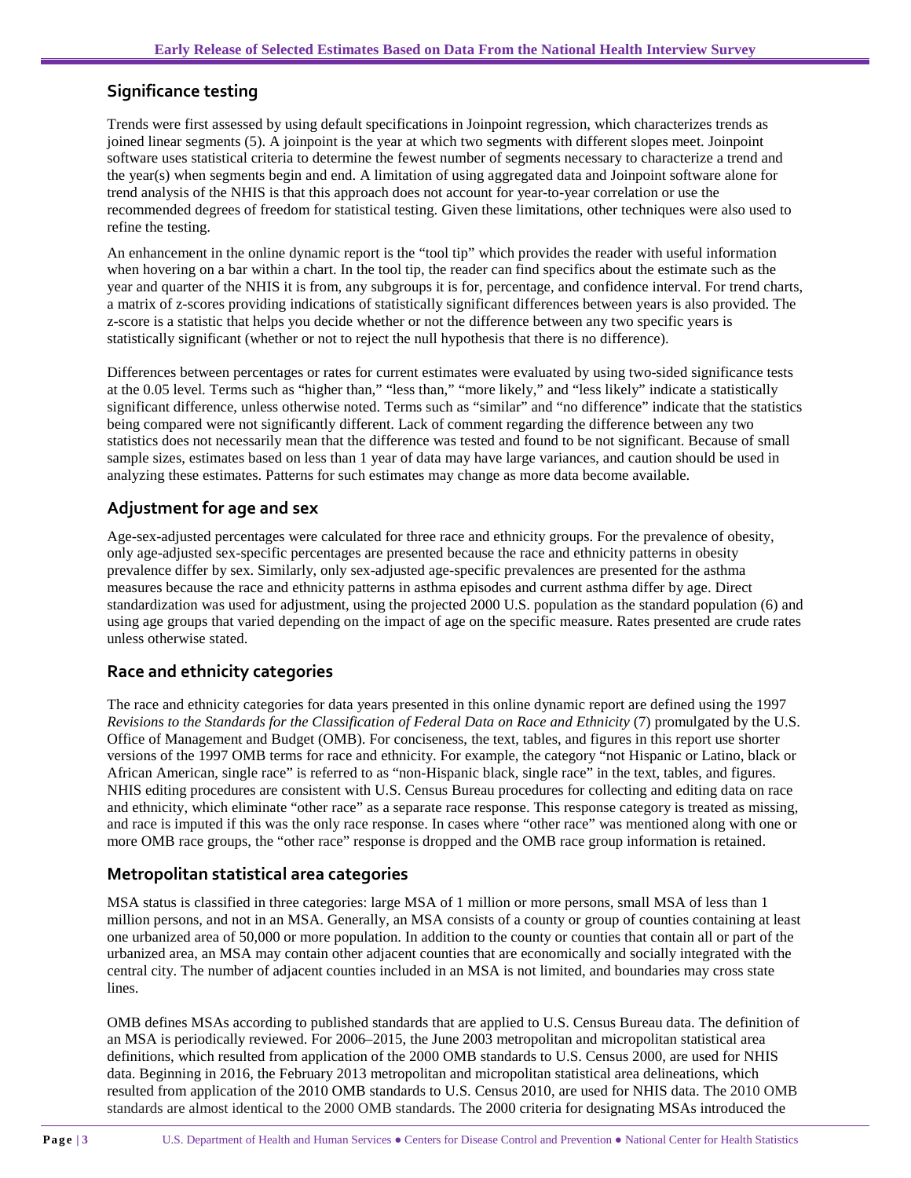## Significance testing

Trends were first assessed by using default specifications in Joinpoint regression, which characterizes trends as joined linear segments (5). A joinpoint is the year at which two segments with different slopes meet. Joinpoint software uses statistical criteria to determine the fewest number of segments necessary to characterize a trend and the year(s) when segments begin and end. A limitation of using aggregated data and Joinpoint software alone for trend analysis of the NHIS is that this approach does not account for year-to-year correlation or use the recommended degrees of freedom for statistical testing. Given these limitations, other techniques were also used to refine the testing.

An enhancement in the online dynamic report is the "tool tip" which provides the reader with useful information when hovering on a bar within a chart. In the tool tip, the reader can find specifics about the estimate such as the year and quarter of the NHIS it is from, any subgroups it is for, percentage, and confidence interval. For trend charts, a matrix of z-scores providing indications of statistically significant differences between years is also provided. The z-score is a statistic that helps you decide whether or not the difference between any two specific years is statistically significant (whether or not to reject the null hypothesis that there is no difference).

Differences between percentages or rates for current estimates were evaluated by using two-sided significance tests at the 0.05 level. Terms such as "higher than," "less than," "more likely," and "less likely" indicate a statistically significant difference, unless otherwise noted. Terms such as "similar" and "no difference" indicate that the statistics being compared were not significantly different. Lack of comment regarding the difference between any two statistics does not necessarily mean that the difference was tested and found to be not significant. Because of small sample sizes, estimates based on less than 1 year of data may have large variances, and caution should be used in analyzing these estimates. Patterns for such estimates may change as more data become available.

## Adjustment for age and sex

Age-sex-adjusted percentages were calculated for three race and ethnicity groups. For the prevalence of obesity, only age-adjusted sex-specific percentages are presented because the race and ethnicity patterns in obesity prevalence differ by sex. Similarly, only sex-adjusted age-specific prevalences are presented for the asthma measures because the race and ethnicity patterns in asthma episodes and current asthma differ by age. Direct standardization was used for adjustment, using the projected 2000 U.S. population as the standard population (6) and using age groups that varied depending on the impact of age on the specific measure. Rates presented are crude rates unless otherwise stated.

## Race and ethnicity categories

The race and ethnicity categories for data years presented in this online dynamic report are defined using the 1997 *Revisions to the Standards for the Classification of Federal Data on Race and Ethnicity* (7) promulgated by the U.S. Office of Management and Budget (OMB). For conciseness, the text, tables, and figures in this report use shorter versions of the 1997 OMB terms for race and ethnicity. For example, the category "not Hispanic or Latino, black or African American, single race" is referred to as "non-Hispanic black, single race" in the text, tables, and figures. NHIS editing procedures are consistent with U.S. Census Bureau procedures for collecting and editing data on race and ethnicity, which eliminate "other race" as a separate race response. This response category is treated as missing, and race is imputed if this was the only race response. In cases where "other race" was mentioned along with one or more OMB race groups, the "other race" response is dropped and the OMB race group information is retained.

## Metropolitan statistical area categories

MSA status is classified in three categories: large MSA of 1 million or more persons, small MSA of less than 1 million persons, and not in an MSA. Generally, an MSA consists of a county or group of counties containing at least one urbanized area of 50,000 or more population. In addition to the county or counties that contain all or part of the urbanized area, an MSA may contain other adjacent counties that are economically and socially integrated with the central city. The number of adjacent counties included in an MSA is not limited, and boundaries may cross state lines.

OMB defines MSAs according to published standards that are applied to U.S. Census Bureau data. The definition of an MSA is periodically reviewed. For 2006–2015, the June 2003 metropolitan and micropolitan statistical area definitions, which resulted from application of the 2000 OMB standards to U.S. Census 2000, are used for NHIS data. Beginning in 2016, the February 2013 metropolitan and micropolitan statistical area delineations, which resulted from application of the 2010 OMB standards to U.S. Census 2010, are used for NHIS data. The 2010 OMB standards are almost identical to the 2000 OMB standards. The 2000 criteria for designating MSAs introduced the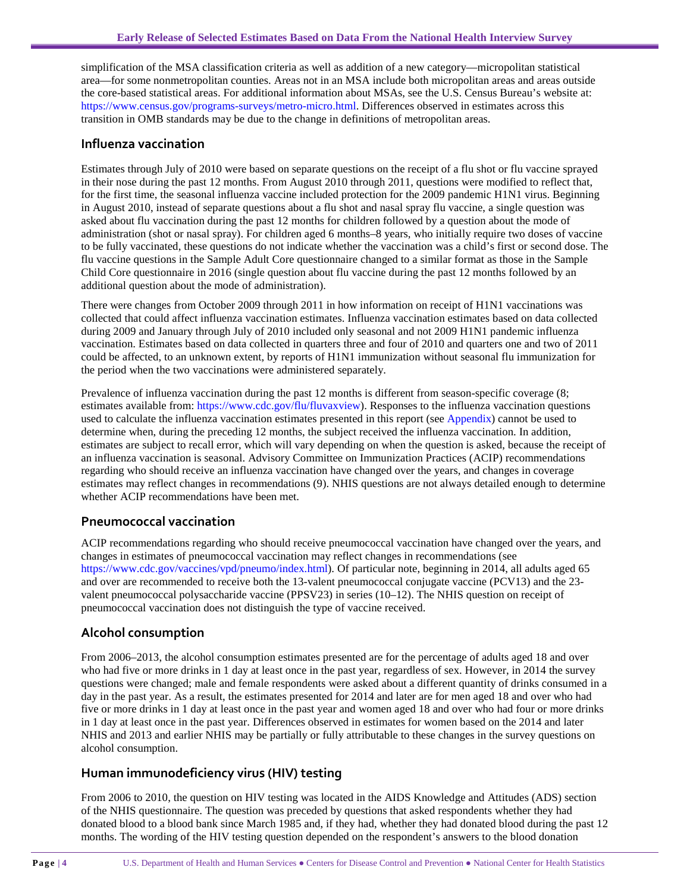simplification of the MSA classification criteria as well as addition of a new category—micropolitan statistical area—for some nonmetropolitan counties. Areas not in an MSA include both micropolitan areas and areas outside the core-based statistical areas. For additional information about MSAs, see the U.S. Census Bureau's website at: https://www.census.gov/programs-surveys/metro-micro.html. Differences observed in estimates across this transition in OMB standards may be due to the change in definitions of metropolitan areas.

## Influenza vaccination

Estimates through July of 2010 were based on separate questions on the receipt of a flu shot or flu vaccine sprayed in their nose during the past 12 months. From August 2010 through 2011, questions were modified to reflect that, for the first time, the seasonal influenza vaccine included protection for the 2009 pandemic H1N1 virus. Beginning in August 2010, instead of separate questions about a flu shot and nasal spray flu vaccine, a single question was asked about flu vaccination during the past 12 months for children followed by a question about the mode of administration (shot or nasal spray). For children aged 6 months–8 years, who initially require two doses of vaccine to be fully vaccinated, these questions do not indicate whether the vaccination was a child's first or second dose. The flu vaccine questions in the Sample Adult Core questionnaire changed to a similar format as those in the Sample Child Core questionnaire in 2016 (single question about flu vaccine during the past 12 months followed by an additional question about the mode of administration).

There were changes from October 2009 through 2011 in how information on receipt of H1N1 vaccinations was collected that could affect influenza vaccination estimates. Influenza vaccination estimates based on data collected during 2009 and January through July of 2010 included only seasonal and not 2009 H1N1 pandemic influenza vaccination. Estimates based on data collected in quarters three and four of 2010 and quarters one and two of 2011 could be affected, to an unknown extent, by reports of H1N1 immunization without seasonal flu immunization for the period when the two vaccinations were administered separately.

Prevalence of influenza vaccination during the past 12 months is different from season-specific coverage (8; estimates available from: https://www.cdc.gov/flu/fluvaxview). Responses to the influenza vaccination questions used to calculate the influenza vaccination estimates presented in this report (see Appendix) cannot be used to determine when, during the preceding 12 months, the subject received the influenza vaccination. In addition, estimates are subject to recall error, which will vary depending on when the question is asked, because the receipt of an influenza vaccination is seasonal. Advisory Committee on Immunization Practices (ACIP) recommendations regarding who should receive an influenza vaccination have changed over the years, and changes in coverage estimates may reflect changes in recommendations (9). NHIS questions are not always detailed enough to determine whether ACIP recommendations have been met.

## Pneumococcal vaccination

ACIP recommendations regarding who should receive pneumococcal vaccination have changed over the years, and changes in estimates of pneumococcal vaccination may reflect changes in recommendations (see https://www.cdc.gov/vaccines/vpd/pneumo/index.html). Of particular note, beginning in 2014, all adults aged 65 and over are recommended to receive both the 13-valent pneumococcal conjugate vaccine (PCV13) and the 23-valent pneumococcal polysaccharide vaccine (PPSV23) in series (10–12). The NHIS question on receipt of pneumococcal vaccination does not distinguish the type of vaccine received.

## Alcohol consumption

From 2006–2013, the alcohol consumption estimates presented are for the percentage of adults aged 18 and over who had five or more drinks in 1 day at least once in the past year, regardless of sex. However, in 2014 the survey questions were changed; male and female respondents were asked about a different quantity of drinks consumed in a day in the past year. As a result, the estimates presented for 2014 and later are for men aged 18 and over who had five or more drinks in 1 day at least once in the past year and women aged 18 and over who had four or more drinks in 1 day at least once in the past year. Differences observed in estimates for women based on the 2014 and later NHIS and 2013 and earlier NHIS may be partially or fully attributable to these changes in the survey questions on alcohol consumption.

## Human immunodeficiency virus (HIV) testing

From 2006 to 2010, the question on HIV testing was located in the AIDS Knowledge and Attitudes (ADS) section of the NHIS questionnaire. The question was preceded by questions that asked respondents whether they had donated blood to a blood bank since March 1985 and, if they had, whether they had donated blood during the past 12 months. The wording of the HIV testing question depended on the respondent's answers to the blood donation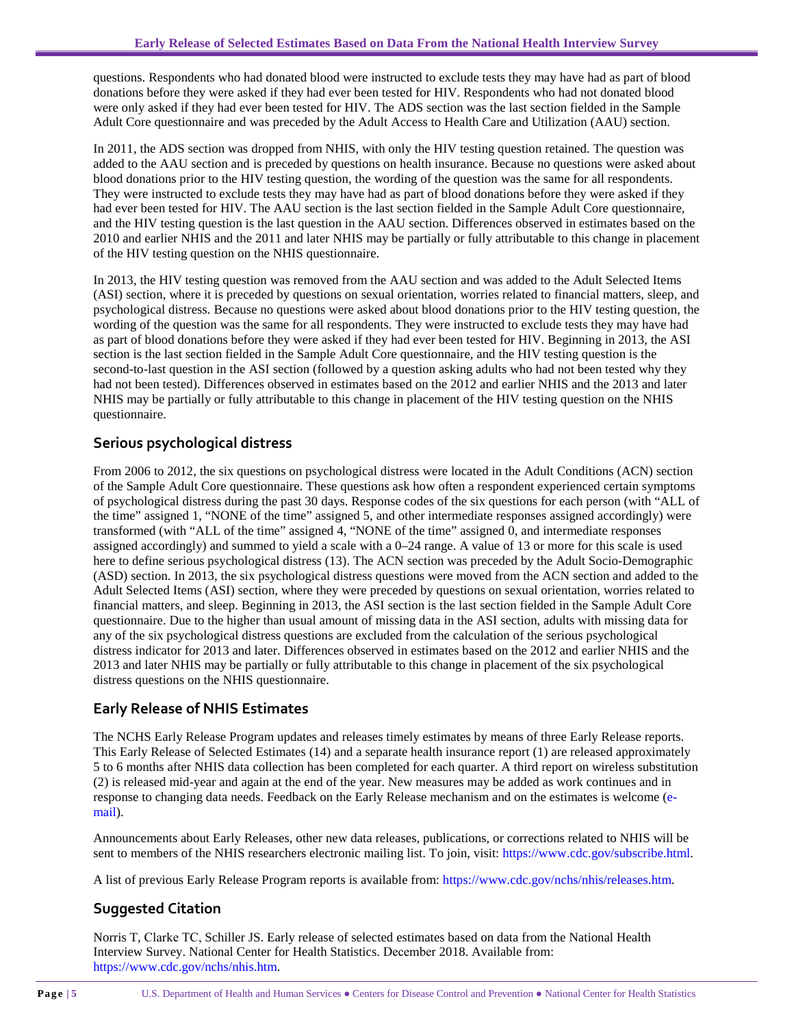questions. Respondents who had donated blood were instructed to exclude tests they may have had as part of blood donations before they were asked if they had ever been tested for HIV. Respondents who had not donated blood were only asked if they had ever been tested for HIV. The ADS section was the last section fielded in the Sample Adult Core questionnaire and was preceded by the Adult Access to Health Care and Utilization (AAU) section.

In 2011, the ADS section was dropped from NHIS, with only the HIV testing question retained. The question was added to the AAU section and is preceded by questions on health insurance. Because no questions were asked about blood donations prior to the HIV testing question, the wording of the question was the same for all respondents. They were instructed to exclude tests they may have had as part of blood donations before they were asked if they had ever been tested for HIV. The AAU section is the last section fielded in the Sample Adult Core questionnaire, and the HIV testing question is the last question in the AAU section. Differences observed in estimates based on the 2010 and earlier NHIS and the 2011 and later NHIS may be partially or fully attributable to this change in placement of the HIV testing question on the NHIS questionnaire.

In 2013, the HIV testing question was removed from the AAU section and was added to the Adult Selected Items (ASI) section, where it is preceded by questions on sexual orientation, worries related to financial matters, sleep, and psychological distress. Because no questions were asked about blood donations prior to the HIV testing question, the wording of the question was the same for all respondents. They were instructed to exclude tests they may have had as part of blood donations before they were asked if they had ever been tested for HIV. Beginning in 2013, the ASI section is the last section fielded in the Sample Adult Core questionnaire, and the HIV testing question is the second-to-last question in the ASI section (followed by a question asking adults who had not been tested why they had not been tested). Differences observed in estimates based on the 2012 and earlier NHIS and the 2013 and later NHIS may be partially or fully attributable to this change in placement of the HIV testing question on the NHIS questionnaire.

## Serious psychological distress

From 2006 to 2012, the six questions on psychological distress were located in the Adult Conditions (ACN) section of the Sample Adult Core questionnaire. These questions ask how often a respondent experienced certain symptoms of psychological distress during the past 30 days. Response codes of the six questions for each person (with "ALL of the time" assigned 1, "NONE of the time" assigned 5, and other intermediate responses assigned accordingly) were transformed (with "ALL of the time" assigned 4, "NONE of the time" assigned 0, and intermediate responses assigned accordingly) and summed to yield a scale with a 0–24 range. A value of 13 or more for this scale is used here to define serious psychological distress (13). The ACN section was preceded by the Adult Socio-Demographic (ASD) section. In 2013, the six psychological distress questions were moved from the ACN section and added to the Adult Selected Items (ASI) section, where they were preceded by questions on sexual orientation, worries related to financial matters, and sleep. Beginning in 2013, the ASI section is the last section fielded in the Sample Adult Core questionnaire. Due to the higher than usual amount of missing data in the ASI section, adults with missing data for any of the six psychological distress questions are excluded from the calculation of the serious psychological distress indicator for 2013 and later. Differences observed in estimates based on the 2012 and earlier NHIS and the 2013 and later NHIS may be partially or fully attributable to this change in placement of the six psychological distress questions on the NHIS questionnaire.

## Early Release of NHIS Estimates

The NCHS Early Release Program updates and releases timely estimates by means of three Early Release reports. This Early Release of Selected Estimates (14) and a separate health insurance report (1) are released approximately 5 to 6 months after NHIS data collection has been completed for each quarter. A third report on wireless substitution (2) is released mid-year and again at the end of the year. New measures may be added as work continues and in response to changing data needs. Feedback on the Early Release mechanism and on the estimates is welcome (e-mail).

Announcements about Early Releases, other new data releases, publications, or corrections related to NHIS will be sent to members of the NHIS researchers electronic mailing list. To join, visit: https://www.cdc.gov/subscribe.html.

A list of previous Early Release Program reports is available from: https://www.cdc.gov/nchs/nhis/releases.htm.

## Suggested Citation

Norris T, Clarke TC, Schiller JS. Early release of selected estimates based on data from the National Health Interview Survey. National Center for Health Statistics. December 2018. Available from: https://www.cdc.gov/nchs/nhis.htm.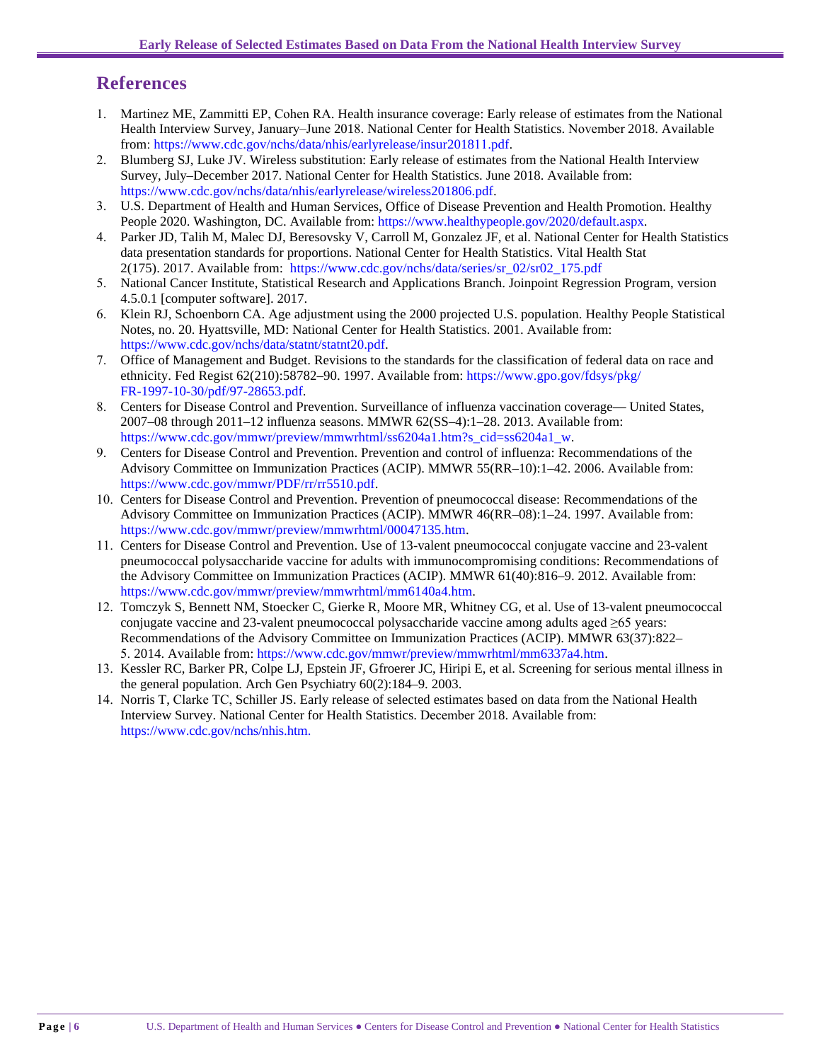## References

1. Martinez ME, Zammitti EP, Cohen RA. Health insurance coverage: Early release of estimates from the National Health Interview Survey, January–June 2018. National Center for Health Statistics. November 2018. Available from: https://www.cdc.gov/nchs/data/nhis/earlyrelease/insur201811.pdf.
2. Blumberg SJ, Luke JV. Wireless substitution: Early release of estimates from the National Health Interview Survey, July–December 2017. National Center for Health Statistics. June 2018. Available from: https://www.cdc.gov/nchs/data/nhis/earlyrelease/wireless201806.pdf.
3. U.S. Department of Health and Human Services, Office of Disease Prevention and Health Promotion. Healthy People 2020. Washington, DC. Available from: https://www.healthypeople.gov/2020/default.aspx.
4. Parker JD, Talih M, Malec DJ, Beresovsky V, Carroll M, Gonzalez JF, et al. National Center for Health Statistics data presentation standards for proportions. National Center for Health Statistics. Vital Health Stat 2(175). 2017. Available from: https://www.cdc.gov/nchs/data/series/sr_02/sr02_175.pdf
5. National Cancer Institute, Statistical Research and Applications Branch. Joinpoint Regression Program, version 4.5.0.1 [computer software]. 2017.
6. Klein RJ, Schoenborn CA. Age adjustment using the 2000 projected U.S. population. Healthy People Statistical Notes, no. 20. Hyattsville, MD: National Center for Health Statistics. 2001. Available from: https://www.cdc.gov/nchs/data/statnt/statnt20.pdf.
7. Office of Management and Budget. Revisions to the standards for the classification of federal data on race and ethnicity. Fed Regist 62(210):58782–90. 1997. Available from: https://www.gpo.gov/fdsys/pkg/FR-1997-10-30/pdf/97-28653.pdf.
8. Centers for Disease Control and Prevention. Surveillance of influenza vaccination coverage— United States, 2007–08 through 2011–12 influenza seasons. MMWR 62(SS–4):1–28. 2013. Available from: https://www.cdc.gov/mmwr/preview/mmwrhtml/ss6204a1.htm?s_cid=ss6204a1_w.
9. Centers for Disease Control and Prevention. Prevention and control of influenza: Recommendations of the Advisory Committee on Immunization Practices (ACIP). MMWR 55(RR–10):1–42. 2006. Available from: https://www.cdc.gov/mmwr/PDF/rr/rr5510.pdf.
10. Centers for Disease Control and Prevention. Prevention of pneumococcal disease: Recommendations of the Advisory Committee on Immunization Practices (ACIP). MMWR 46(RR–08):1–24. 1997. Available from: https://www.cdc.gov/mmwr/preview/mmwrhtml/00047135.htm.
11. Centers for Disease Control and Prevention. Use of 13-valent pneumococcal conjugate vaccine and 23-valent pneumococcal polysaccharide vaccine for adults with immunocompromising conditions: Recommendations of the Advisory Committee on Immunization Practices (ACIP). MMWR 61(40):816–9. 2012. Available from: https://www.cdc.gov/mmwr/preview/mmwrhtml/mm6140a4.htm.
12. Tomczyk S, Bennett NM, Stoecker C, Gierke R, Moore MR, Whitney CG, et al. Use of 13-valent pneumococcal conjugate vaccine and 23-valent pneumococcal polysaccharide vaccine among adults aged ≥65 years: Recommendations of the Advisory Committee on Immunization Practices (ACIP). MMWR 63(37):822–5. 2014. Available from: https://www.cdc.gov/mmwr/preview/mmwrhtml/mm6337a4.htm.
13. Kessler RC, Barker PR, Colpe LJ, Epstein JF, Gfroerer JC, Hiripi E, et al. Screening for serious mental illness in the general population. Arch Gen Psychiatry 60(2):184–9. 2003.
14. Norris T, Clarke TC, Schiller JS. Early release of selected estimates based on data from the National Health Interview Survey. National Center for Health Statistics. December 2018. Available from: https://www.cdc.gov/nchs/nhis.htm.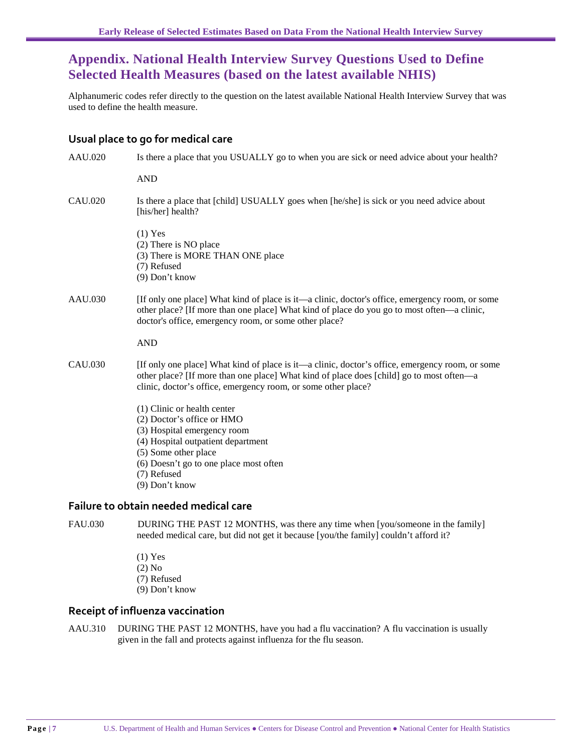# Appendix. National Health Interview Survey Questions Used to Define Selected Health Measures (based on the latest available NHIS)

Alphanumeric codes refer directly to the question on the latest available National Health Interview Survey that was used to define the health measure.

## Usual place to go for medical care

AAU.020 Is there a place that you USUALLY go to when you are sick or need advice about your health?

AND

CAU.020 Is there a place that [child] USUALLY goes when [he/she] is sick or you need advice about [his/her] health?

(1) Yes
(2) There is NO place
(3) There is MORE THAN ONE place
(7) Refused
(9) Don't know

AAU.030 [If only one place] What kind of place is it—a clinic, doctor's office, emergency room, or some other place? [If more than one place] What kind of place do you go to most often—a clinic, doctor's office, emergency room, or some other place?

AND

CAU.030 [If only one place] What kind of place is it—a clinic, doctor's office, emergency room, or some other place? [If more than one place] What kind of place does [child] go to most often—a clinic, doctor's office, emergency room, or some other place?

(1) Clinic or health center
(2) Doctor's office or HMO
(3) Hospital emergency room
(4) Hospital outpatient department
(5) Some other place
(6) Doesn't go to one place most often
(7) Refused
(9) Don't know

## Failure to obtain needed medical care

FAU.030 DURING THE PAST 12 MONTHS, was there any time when [you/someone in the family] needed medical care, but did not get it because [you/the family] couldn't afford it?

(1) Yes
(2) No
(7) Refused
(9) Don't know

## Receipt of influenza vaccination

AAU.310 DURING THE PAST 12 MONTHS, have you had a flu vaccination? A flu vaccination is usually given in the fall and protects against influenza for the flu season.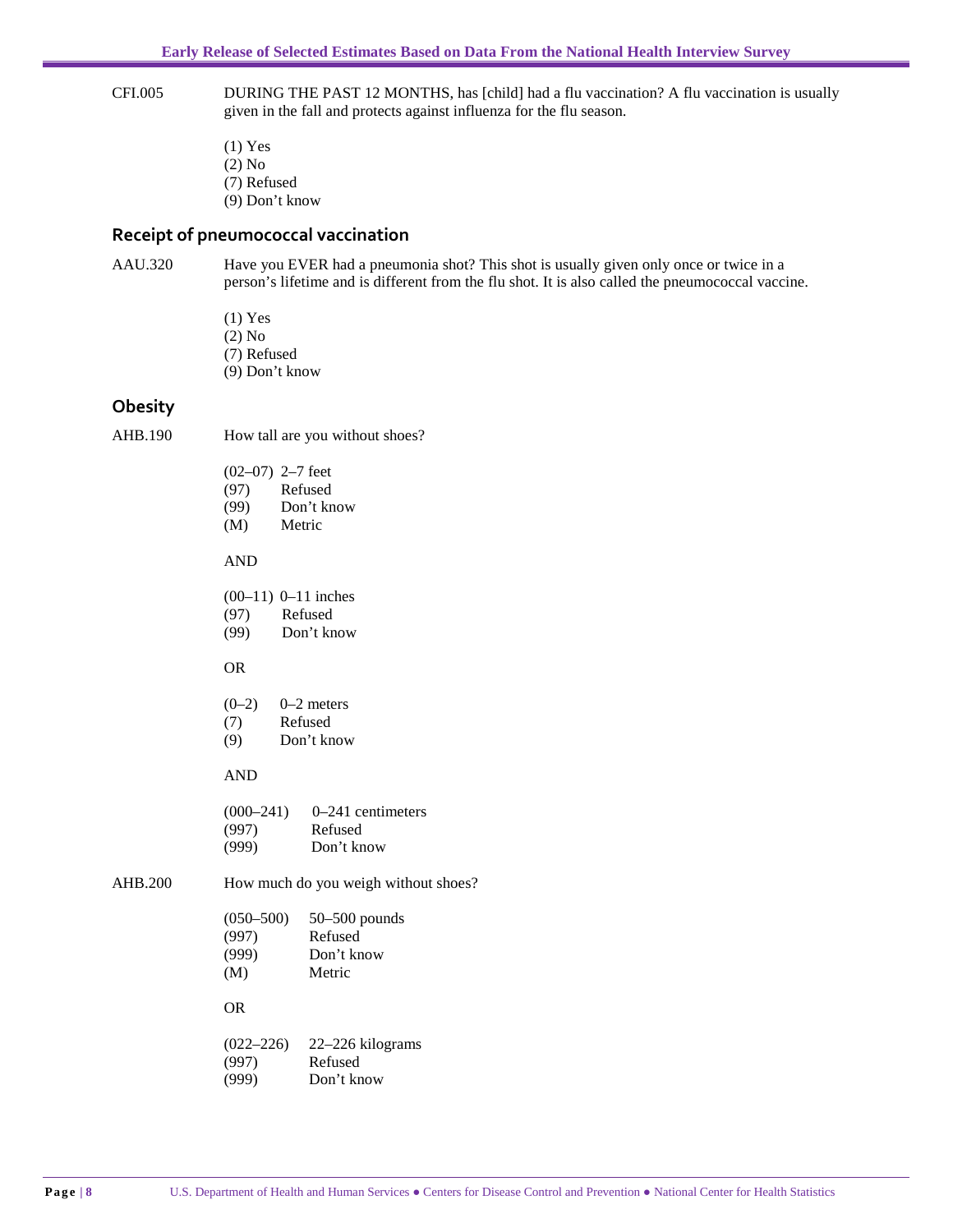CFI.005 DURING THE PAST 12 MONTHS, has [child] had a flu vaccination? A flu vaccination is usually given in the fall and protects against influenza for the flu season.

(1) Yes
(2) No
(7) Refused
(9) Don't know

## Receipt of pneumococcal vaccination

AAU.320 Have you EVER had a pneumonia shot? This shot is usually given only once or twice in a person's lifetime and is different from the flu shot. It is also called the pneumococcal vaccine.

(1) Yes
(2) No
(7) Refused
(9) Don't know

## Obesity

AHB.190 How tall are you without shoes?

(02–07) 2–7 feet
(97) Refused
(99) Don't know
(M) Metric

AND

(00–11) 0–11 inches
(97) Refused
(99) Don't know

OR

(0–2) 0–2 meters
(7) Refused
(9) Don't know

AND

(000–241) 0–241 centimeters
(997) Refused
(999) Don't know

AHB.200 How much do you weigh without shoes?

(050–500) 50–500 pounds
(997) Refused
(999) Don't know
(M) Metric

OR

(022–226) 22–226 kilograms
(997) Refused
(999) Don't know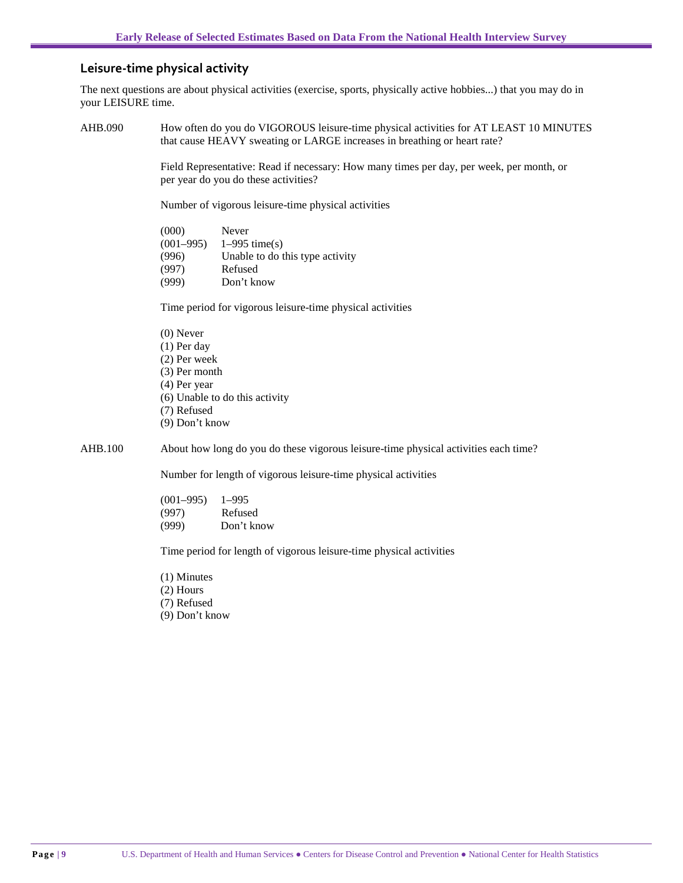## Leisure-time physical activity

The next questions are about physical activities (exercise, sports, physically active hobbies...) that you may do in your LEISURE time.

AHB.090 How often do you do VIGOROUS leisure-time physical activities for AT LEAST 10 MINUTES that cause HEAVY sweating or LARGE increases in breathing or heart rate?

Field Representative: Read if necessary: How many times per day, per week, per month, or per year do you do these activities?

Number of vigorous leisure-time physical activities

(000) Never
(001–995) 1–995 time(s)
(996) Unable to do this type activity
(997) Refused
(999) Don't know

Time period for vigorous leisure-time physical activities

(0) Never
(1) Per day
(2) Per week
(3) Per month
(4) Per year
(6) Unable to do this activity
(7) Refused
(9) Don't know

AHB.100 About how long do you do these vigorous leisure-time physical activities each time?

Number for length of vigorous leisure-time physical activities

(001–995) 1–995
(997) Refused
(999) Don't know

Time period for length of vigorous leisure-time physical activities

(1) Minutes
(2) Hours
(7) Refused
(9) Don't know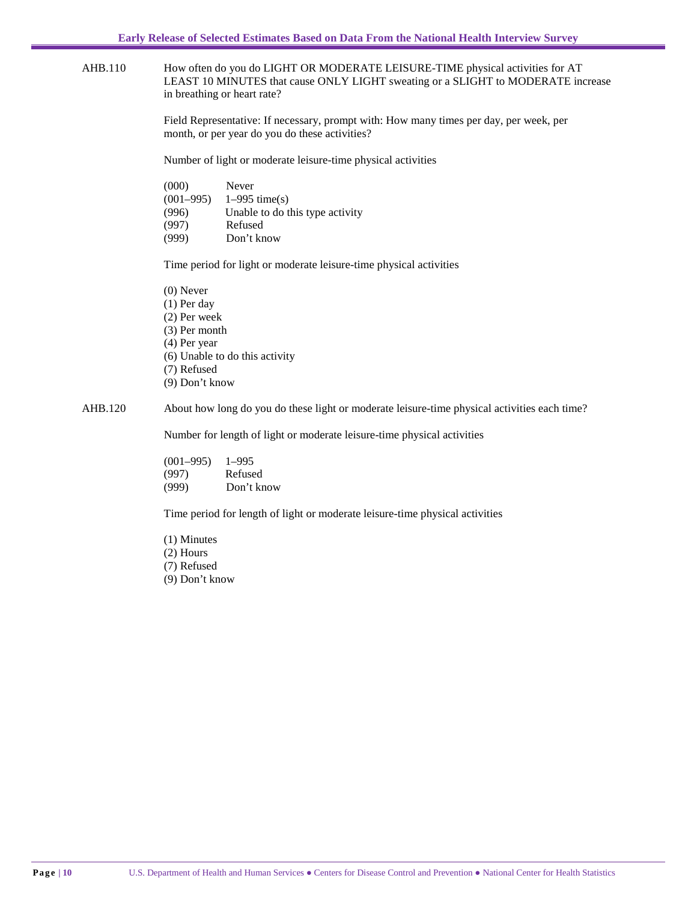AHB.110 How often do you do LIGHT OR MODERATE LEISURE-TIME physical activities for AT LEAST 10 MINUTES that cause ONLY LIGHT sweating or a SLIGHT to MODERATE increase in breathing or heart rate?

Field Representative: If necessary, prompt with: How many times per day, per week, per month, or per year do you do these activities?

Number of light or moderate leisure-time physical activities

(000) Never
(001–995) 1–995 time(s)
(996) Unable to do this type activity
(997) Refused
(999) Don't know

Time period for light or moderate leisure-time physical activities

(0) Never
(1) Per day
(2) Per week
(3) Per month
(4) Per year
(6) Unable to do this activity
(7) Refused
(9) Don't know

AHB.120 About how long do you do these light or moderate leisure-time physical activities each time?

Number for length of light or moderate leisure-time physical activities

(001–995) 1–995
(997) Refused
(999) Don't know

Time period for length of light or moderate leisure-time physical activities

(1) Minutes
(2) Hours
(7) Refused
(9) Don't know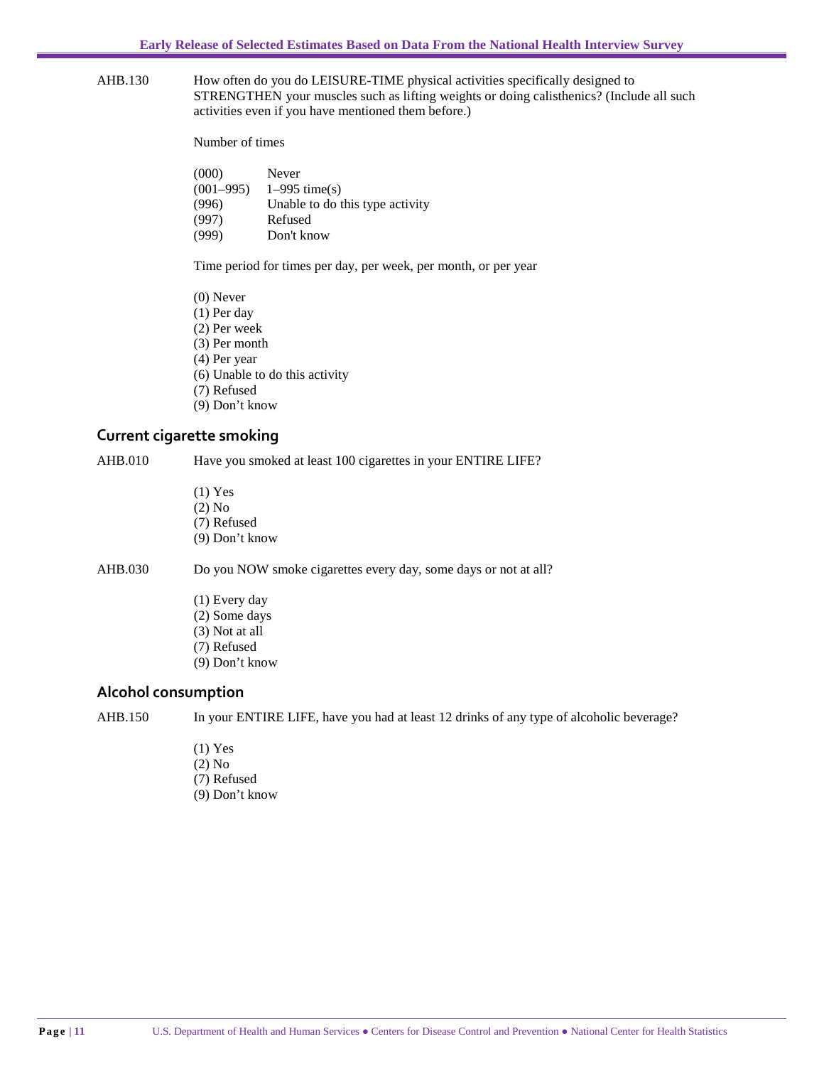AHB.130 How often do you do LEISURE-TIME physical activities specifically designed to STRENGTHEN your muscles such as lifting weights or doing calisthenics? (Include all such activities even if you have mentioned them before.)

Number of times

(000) Never
(001–995) 1–995 time(s)
(996) Unable to do this type activity
(997) Refused
(999) Don't know

Time period for times per day, per week, per month, or per year

(0) Never
(1) Per day
(2) Per week
(3) Per month
(4) Per year
(6) Unable to do this activity
(7) Refused
(9) Don't know

## Current cigarette smoking

AHB.010 Have you smoked at least 100 cigarettes in your ENTIRE LIFE?

(1) Yes
(2) No
(7) Refused
(9) Don't know

AHB.030 Do you NOW smoke cigarettes every day, some days or not at all?

(1) Every day
(2) Some days
(3) Not at all
(7) Refused
(9) Don't know

## Alcohol consumption

AHB.150 In your ENTIRE LIFE, have you had at least 12 drinks of any type of alcoholic beverage?

(1) Yes
(2) No
(7) Refused
(9) Don't know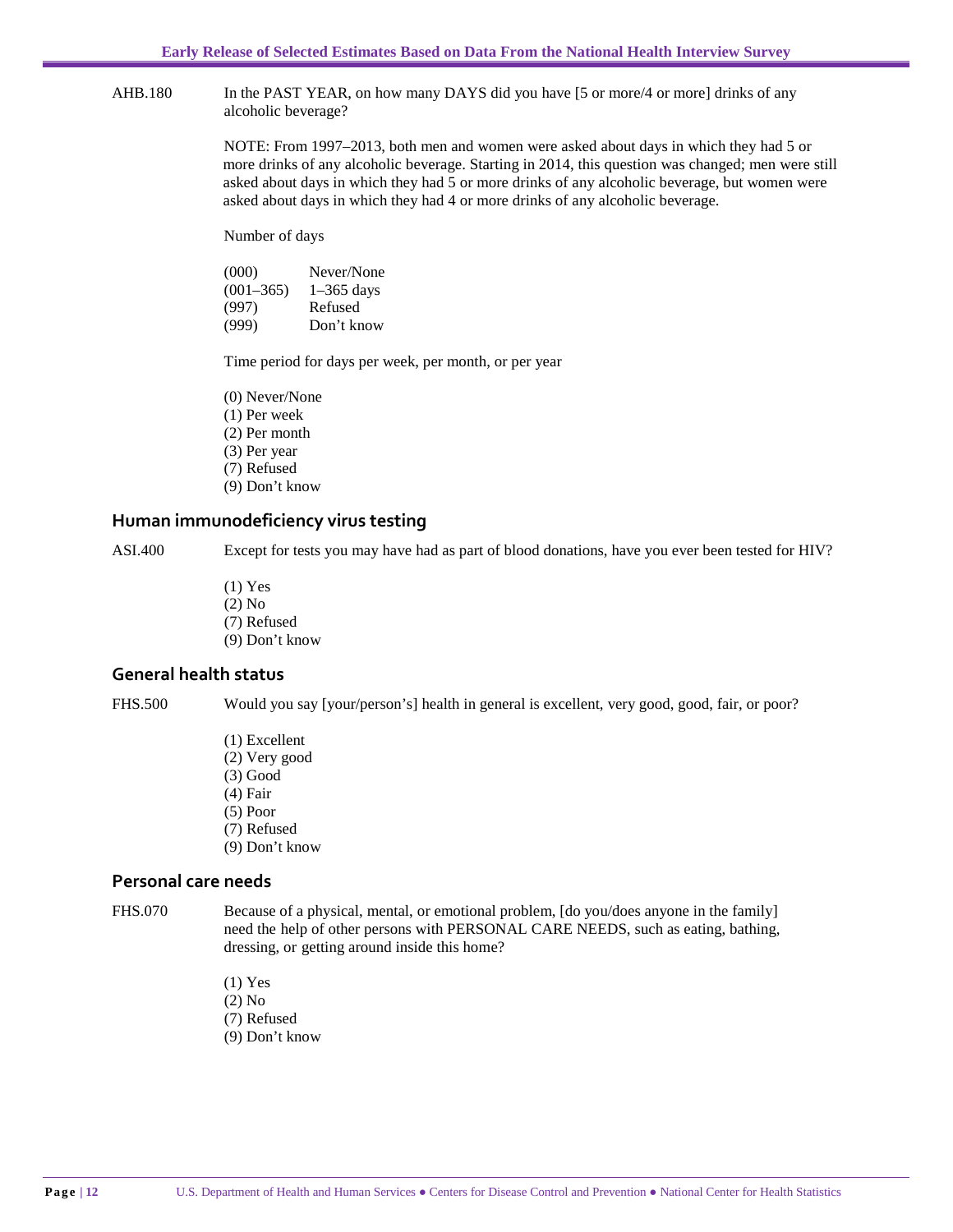AHB.180 In the PAST YEAR, on how many DAYS did you have [5 or more/4 or more] drinks of any alcoholic beverage?

NOTE: From 1997–2013, both men and women were asked about days in which they had 5 or more drinks of any alcoholic beverage. Starting in 2014, this question was changed; men were still asked about days in which they had 5 or more drinks of any alcoholic beverage, but women were asked about days in which they had 4 or more drinks of any alcoholic beverage.

Number of days

| | |
|---|---|
| (000) | Never/None |
| (001–365) | 1–365 days |
| (997) | Refused |
| (999) | Don't know |

Time period for days per week, per month, or per year

(0) Never/None
(1) Per week
(2) Per month
(3) Per year
(7) Refused
(9) Don't know

## Human immunodeficiency virus testing

ASI.400 Except for tests you may have had as part of blood donations, have you ever been tested for HIV?

(1) Yes
(2) No
(7) Refused
(9) Don't know

## General health status

FHS.500 Would you say [your/person's] health in general is excellent, very good, good, fair, or poor?

(1) Excellent
(2) Very good
(3) Good
(4) Fair
(5) Poor
(7) Refused
(9) Don't know

## Personal care needs

FHS.070 Because of a physical, mental, or emotional problem, [do you/does anyone in the family] need the help of other persons with PERSONAL CARE NEEDS, such as eating, bathing, dressing, or getting around inside this home?

(1) Yes
(2) No
(7) Refused
(9) Don't know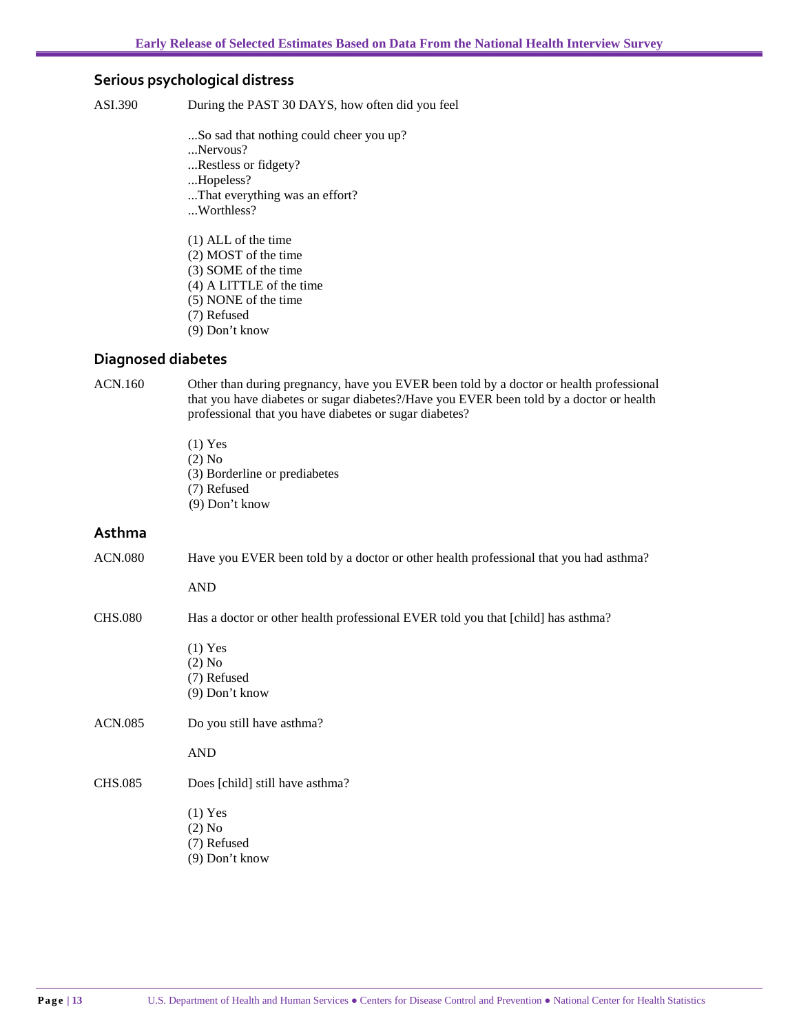## Serious psychological distress

ASI.390 During the PAST 30 DAYS, how often did you feel

...So sad that nothing could cheer you up?
...Nervous?
...Restless or fidgety?
...Hopeless?
...That everything was an effort?
...Worthless?

(1) ALL of the time
(2) MOST of the time
(3) SOME of the time
(4) A LITTLE of the time
(5) NONE of the time
(7) Refused
(9) Don't know

## Diagnosed diabetes

ACN.160 Other than during pregnancy, have you EVER been told by a doctor or health professional that you have diabetes or sugar diabetes?/Have you EVER been told by a doctor or health professional that you have diabetes or sugar diabetes?

(1) Yes
(2) No
(3) Borderline or prediabetes
(7) Refused
(9) Don't know

## Asthma

ACN.080 Have you EVER been told by a doctor or other health professional that you had asthma?

AND

CHS.080 Has a doctor or other health professional EVER told you that [child] has asthma?

(1) Yes
(2) No
(7) Refused
(9) Don't know

ACN.085 Do you still have asthma?

AND

CHS.085 Does [child] still have asthma?

(1) Yes
(2) No
(7) Refused
(9) Don't know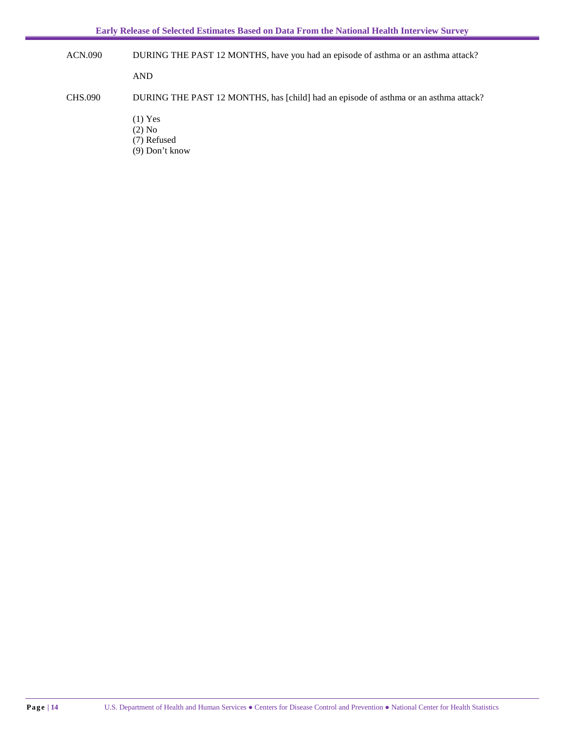ACN.090 DURING THE PAST 12 MONTHS, have you had an episode of asthma or an asthma attack?

AND

CHS.090 DURING THE PAST 12 MONTHS, has [child] had an episode of asthma or an asthma attack?

(1) Yes
(2) No
(7) Refused
(9) Don't know